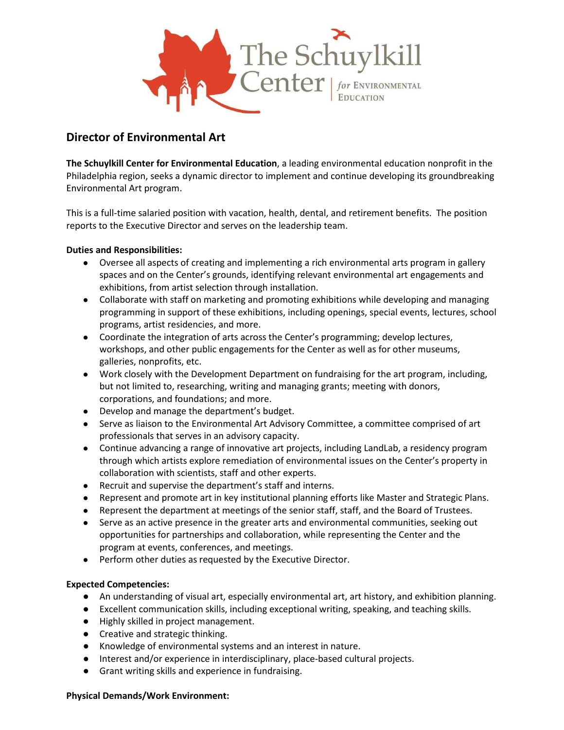# Director of Environmental Art

**The Schuylkill Center for Environmental Education**, a leading environmental education nonprofit in the Philadelphia region, seeks a dynamic director to implement and continue developing its groundbreaking Environmental Art program.

This is a full-time salaried position with vacation, health, dental, and retirement benefits. The position reports to the Executive Director and serves on the leadership team.

**Duties and Responsibilities:**

- Oversee all aspects of creating and implementing a rich environmental arts program in gallery spaces and on the Center's grounds, identifying relevant environmental art engagements and exhibitions, from artist selection through installation.
- Collaborate with staff on marketing and promoting exhibitions while developing and managing programming in support of these exhibitions, including openings, special events, lectures, school programs, artist residencies, and more.
- Coordinate the integration of arts across the Center's programming; develop lectures, workshops, and other public engagements for the Center as well as for other museums, galleries, nonprofits, etc.
- Work closely with the Development Department on fundraising for the art program, including, but not limited to, researching, writing and managing grants; meeting with donors, corporations, and foundations; and more.
- Develop and manage the department's budget.
- Serve as liaison to the Environmental Art Advisory Committee, a committee comprised of art professionals that serves in an advisory capacity.
- Continue advancing a range of innovative art projects, including LandLab, a residency program through which artists explore remediation of environmental issues on the Center's property in collaboration with scientists, staff and other experts.
- Recruit and supervise the department's staff and interns.
- Represent and promote art in key institutional planning efforts like Master and Strategic Plans.
- Represent the department at meetings of the senior staff, staff, and the Board of Trustees.
- Serve as an active presence in the greater arts and environmental communities, seeking out opportunities for partnerships and collaboration, while representing the Center and the program at events, conferences, and meetings.
- Perform other duties as requested by the Executive Director.

**Expected Competencies:**

- An understanding of visual art, especially environmental art, art history, and exhibition planning.
- Excellent communication skills, including exceptional writing, speaking, and teaching skills.
- Highly skilled in project management.
- Creative and strategic thinking.
- Knowledge of environmental systems and an interest in nature.
- Interest and/or experience in interdisciplinary, place-based cultural projects.
- Grant writing skills and experience in fundraising.

**Physical Demands/Work Environment:**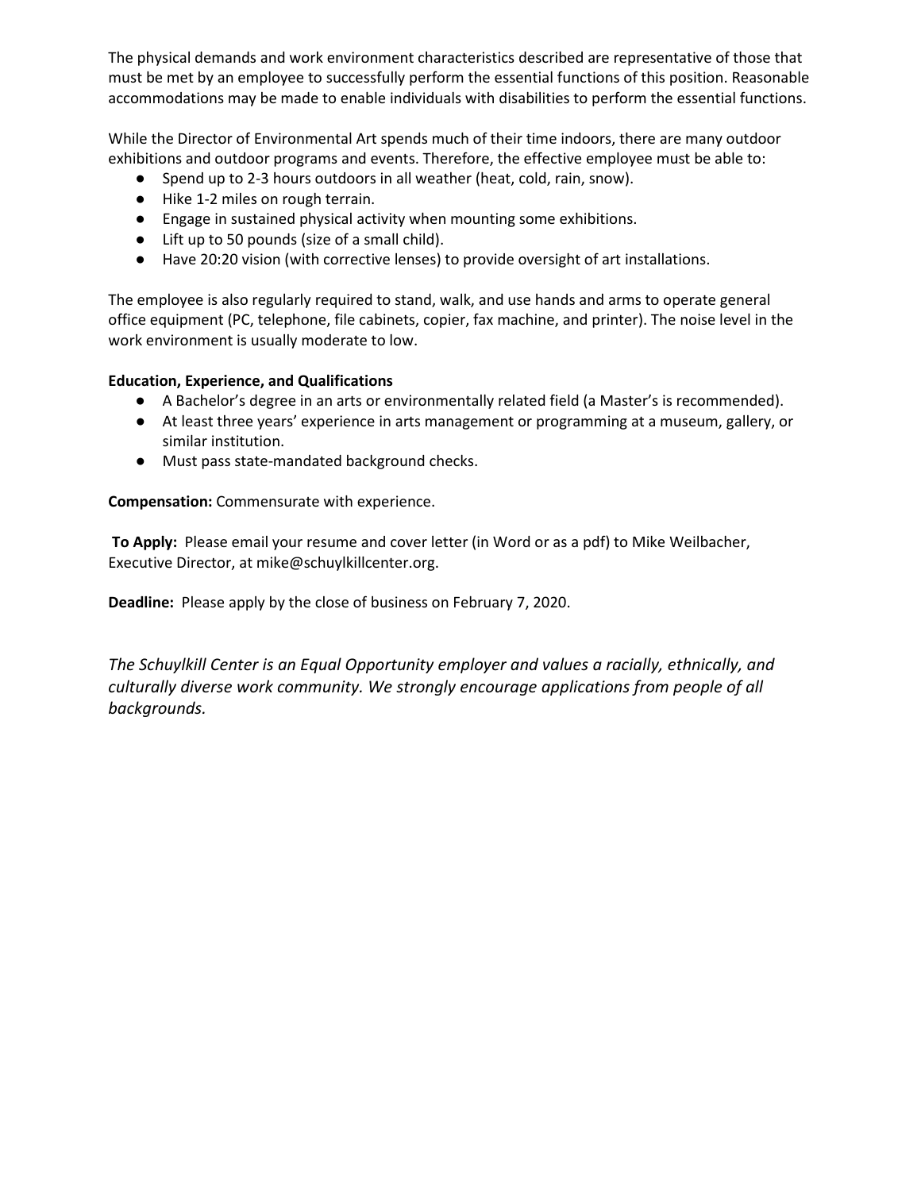The physical demands and work environment characteristics described are representative of those that must be met by an employee to successfully perform the essential functions of this position. Reasonable accommodations may be made to enable individuals with disabilities to perform the essential functions.

While the Director of Environmental Art spends much of their time indoors, there are many outdoor exhibitions and outdoor programs and events. Therefore, the effective employee must be able to:

- Spend up to 2-3 hours outdoors in all weather (heat, cold, rain, snow).
- Hike 1-2 miles on rough terrain.
- Engage in sustained physical activity when mounting some exhibitions.
- Lift up to 50 pounds (size of a small child).
- Have 20:20 vision (with corrective lenses) to provide oversight of art installations.

The employee is also regularly required to stand, walk, and use hands and arms to operate general office equipment (PC, telephone, file cabinets, copier, fax machine, and printer). The noise level in the work environment is usually moderate to low.

**Education, Experience, and Qualifications**

- A Bachelor's degree in an arts or environmentally related field (a Master's is recommended).
- At least three years' experience in arts management or programming at a museum, gallery, or similar institution.
- Must pass state-mandated background checks.

**Compensation:** Commensurate with experience.

**To Apply:** Please email your resume and cover letter (in Word or as a pdf) to Mike Weilbacher, Executive Director, at mike@schuylkillcenter.org.

**Deadline:** Please apply by the close of business on February 7, 2020.

*The Schuylkill Center is an Equal Opportunity employer and values a racially, ethnically, and culturally diverse work community. We strongly encourage applications from people of all backgrounds.*